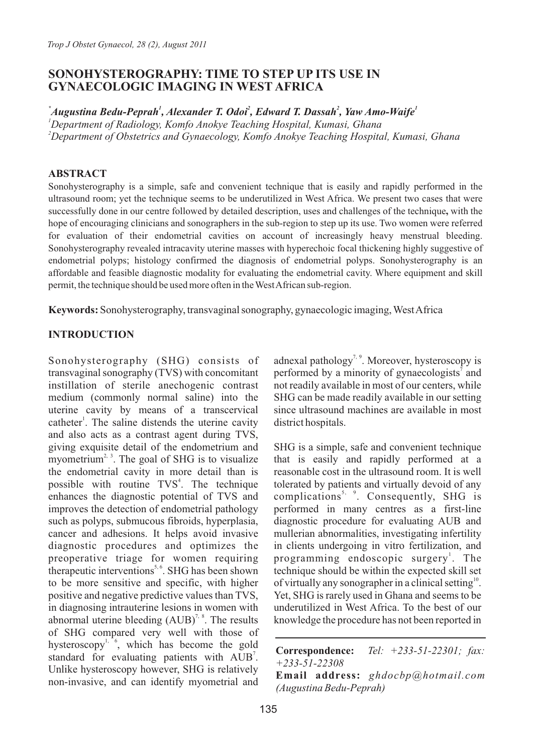# SONOHYSTEROGRAPHY: TIME TO STEP UP ITS USE IN GYNAECOLOGIC IMAGING IN WEST AFRICA

***Augustina Bedu-Peprah[1], Alexander T. Odoi[2], Edward T. Dassah[2], Yaw Amo-Waife[1]***

*[1]Department of Radiology, Komfo Anokye Teaching Hospital, Kumasi, Ghana*

*[2]Department of Obstetrics and Gynaecology, Komfo Anokye Teaching Hospital, Kumasi, Ghana*

## ABSTRACT

Sonohysterography is a simple, safe and convenient technique that is easily and rapidly performed in the ultrasound room; yet the technique seems to be underutilized in West Africa. We present two cases that were successfully done in our centre followed by detailed description, uses and challenges of the technique**,** with the hope of encouraging clinicians and sonographers in the sub-region to step up its use. Two women were referred for evaluation of their endometrial cavities on account of increasingly heavy menstrual bleeding. Sonohysterography revealed intracavity uterine masses with hyperechoic focal thickening highly suggestive of endometrial polyps; histology confirmed the diagnosis of endometrial polyps. Sonohysterography is an affordable and feasible diagnostic modality for evaluating the endometrial cavity. Where equipment and skill permit, the technique should be used more often in the West African sub-region.

**Keywords:** Sonohysterography, transvaginal sonography, gynaecologic imaging, West Africa

## INTRODUCTION

Sonohysterography (SHG) consists of transvaginal sonography (TVS) with concomitant instillation of sterile anechogenic contrast medium (commonly normal saline) into the uterine cavity by means of a transcervical catheter[1]. The saline distends the uterine cavity and also acts as a contrast agent during TVS, giving exquisite detail of the endometrium and myometrium[2, 3]. The goal of SHG is to visualize the endometrial cavity in more detail than is possible with routine TVS[4]. The technique enhances the diagnostic potential of TVS and improves the detection of endometrial pathology such as polyps, submucous fibroids, hyperplasia, cancer and adhesions. It helps avoid invasive diagnostic procedures and optimizes the preoperative triage for women requiring therapeutic interventions[5, 6]. SHG has been shown to be more sensitive and specific, with higher positive and negative predictive values than TVS, in diagnosing intrauterine lesions in women with abnormal uterine bleeding (AUB)[7, 8]. The results of SHG compared very well with those of hysteroscopy[1, 6], which has become the gold standard for evaluating patients with AUB[7]. Unlike hysteroscopy however, SHG is relatively non-invasive, and can identify myometrial and adnexal pathology[7, 9]. Moreover, hysteroscopy is performed by a minority of gynaecologists[7] and not readily available in most of our centers, while SHG can be made readily available in our setting since ultrasound machines are available in most district hospitals.

SHG is a simple, safe and convenient technique that is easily and rapidly performed at a reasonable cost in the ultrasound room. It is well tolerated by patients and virtually devoid of any complications[5, 9]. Consequently, SHG is performed in many centres as a first-line diagnostic procedure for evaluating AUB and mullerian abnormalities, investigating infertility in clients undergoing in vitro fertilization, and programming endoscopic surgery[1]. The technique should be within the expected skill set of virtually any sonographer in a clinical setting[10]. Yet, SHG is rarely used in Ghana and seems to be underutilized in West Africa. To the best of our knowledge the procedure has not been reported in

**Correspondence:** *Tel: +233-51-22301; fax: +233-51-22308*
**Email address:** *ghdocbp@hotmail.com (Augustina Bedu-Peprah)*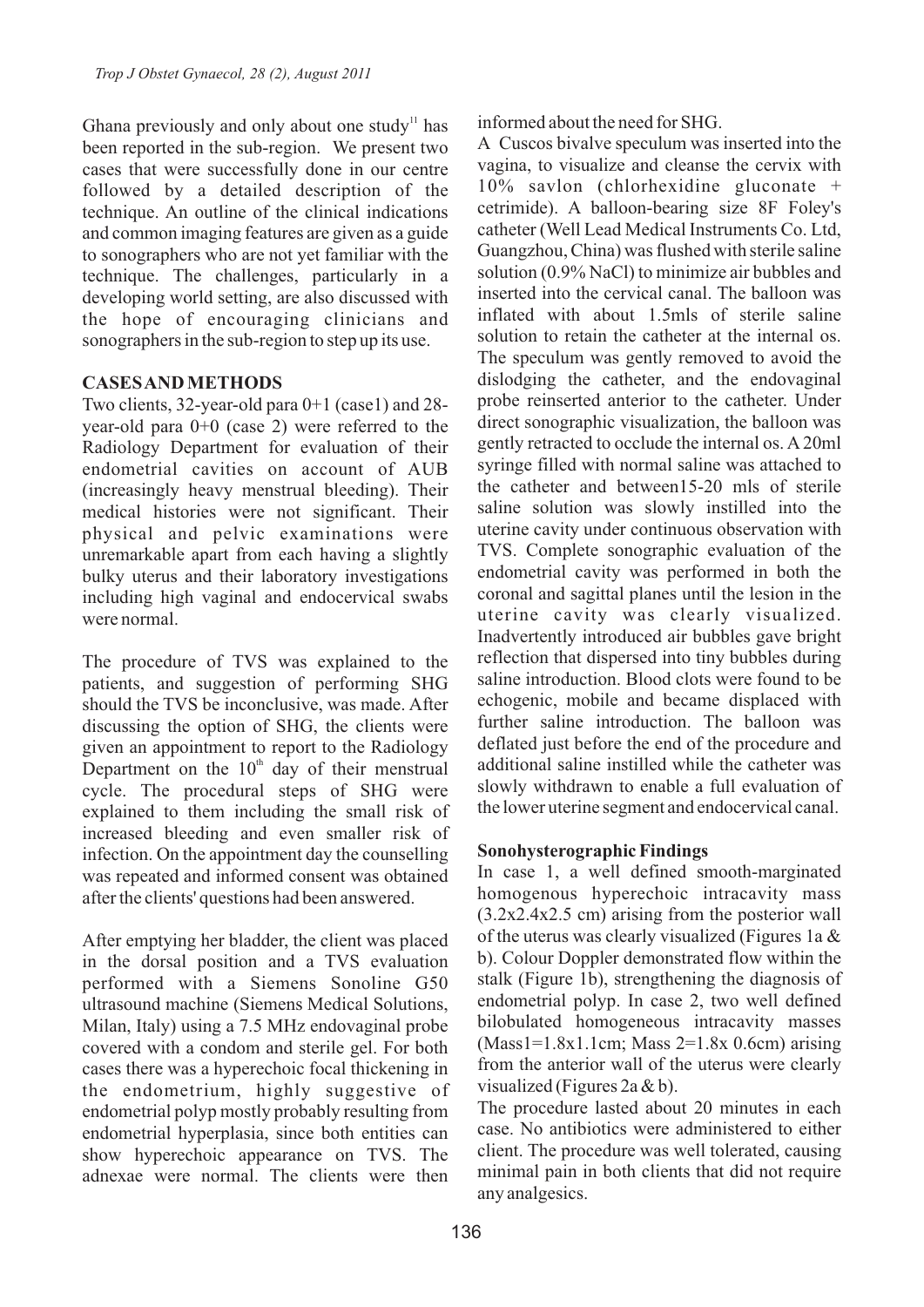Ghana previously and only about one study[11] has been reported in the sub-region. We present two cases that were successfully done in our centre followed by a detailed description of the technique. An outline of the clinical indications and common imaging features are given as a guide to sonographers who are not yet familiar with the technique. The challenges, particularly in a developing world setting, are also discussed with the hope of encouraging clinicians and sonographers in the sub-region to step up its use.

## CASES AND METHODS

Two clients, 32-year-old para 0+1 (case1) and 28-year-old para 0+0 (case 2) were referred to the Radiology Department for evaluation of their endometrial cavities on account of AUB (increasingly heavy menstrual bleeding). Their medical histories were not significant. Their physical and pelvic examinations were unremarkable apart from each having a slightly bulky uterus and their laboratory investigations including high vaginal and endocervical swabs were normal.

The procedure of TVS was explained to the patients, and suggestion of performing SHG should the TVS be inconclusive, was made. After discussing the option of SHG, the clients were given an appointment to report to the Radiology Department on the 10th day of their menstrual cycle. The procedural steps of SHG were explained to them including the small risk of increased bleeding and even smaller risk of infection. On the appointment day the counselling was repeated and informed consent was obtained after the clients' questions had been answered.

After emptying her bladder, the client was placed in the dorsal position and a TVS evaluation performed with a Siemens Sonoline G50 ultrasound machine (Siemens Medical Solutions, Milan, Italy) using a 7.5 MHz endovaginal probe covered with a condom and sterile gel. For both cases there was a hyperechoic focal thickening in the endometrium, highly suggestive of endometrial polyp mostly probably resulting from endometrial hyperplasia, since both entities can show hyperechoic appearance on TVS. The adnexae were normal. The clients were then informed about the need for SHG.

A Cuscos bivalve speculum was inserted into the vagina, to visualize and cleanse the cervix with 10% savlon (chlorhexidine gluconate + cetrimide). A balloon-bearing size 8F Foley's catheter (Well Lead Medical Instruments Co. Ltd, Guangzhou, China) was flushed with sterile saline solution (0.9% NaCl) to minimize air bubbles and inserted into the cervical canal. The balloon was inflated with about 1.5mls of sterile saline solution to retain the catheter at the internal os. The speculum was gently removed to avoid the dislodging the catheter, and the endovaginal probe reinserted anterior to the catheter. Under direct sonographic visualization, the balloon was gently retracted to occlude the internal os. A 20ml syringe filled with normal saline was attached to the catheter and between15-20 mls of sterile saline solution was slowly instilled into the uterine cavity under continuous observation with TVS. Complete sonographic evaluation of the endometrial cavity was performed in both the coronal and sagittal planes until the lesion in the uterine cavity was clearly visualized. Inadvertently introduced air bubbles gave bright reflection that dispersed into tiny bubbles during saline introduction. Blood clots were found to be echogenic, mobile and became displaced with further saline introduction. The balloon was deflated just before the end of the procedure and additional saline instilled while the catheter was slowly withdrawn to enable a full evaluation of the lower uterine segment and endocervical canal.

### Sonohysterographic Findings

In case 1, a well defined smooth-marginated homogenous hyperechoic intracavity mass (3.2x2.4x2.5 cm) arising from the posterior wall of the uterus was clearly visualized (Figures 1a & b). Colour Doppler demonstrated flow within the stalk (Figure 1b), strengthening the diagnosis of endometrial polyp. In case 2, two well defined bilobulated homogeneous intracavity masses (Mass1=1.8x1.1cm; Mass 2=1.8x 0.6cm) arising from the anterior wall of the uterus were clearly visualized (Figures 2a & b).

The procedure lasted about 20 minutes in each case. No antibiotics were administered to either client. The procedure was well tolerated, causing minimal pain in both clients that did not require any analgesics.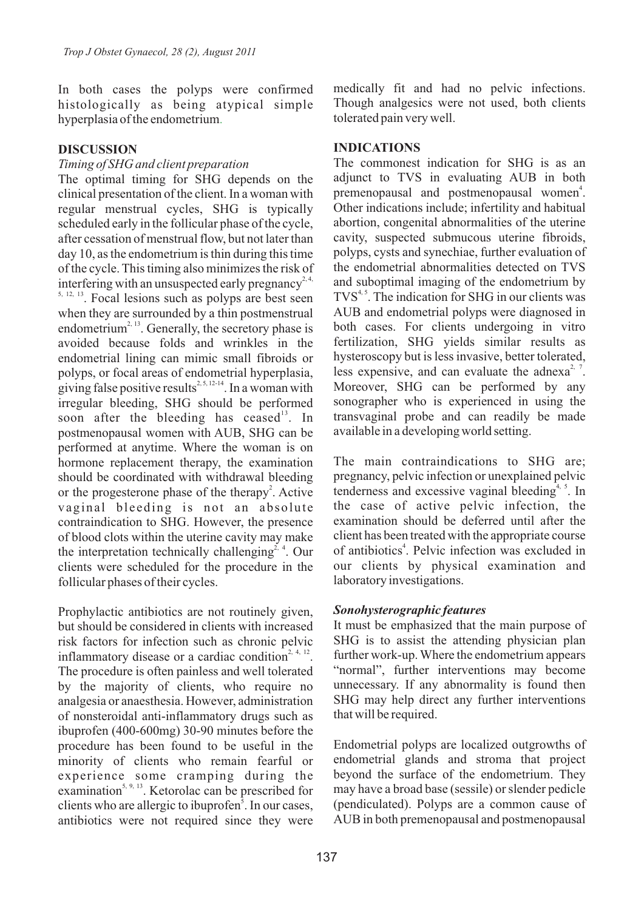In both cases the polyps were confirmed histologically as being atypical simple hyperplasia of the endometrium.

## DISCUSSION

*Timing of SHG and client preparation*

The optimal timing for SHG depends on the clinical presentation of the client. In a woman with regular menstrual cycles, SHG is typically scheduled early in the follicular phase of the cycle, after cessation of menstrual flow, but not later than day 10, as the endometrium is thin during this time of the cycle. This timing also minimizes the risk of interfering with an unsuspected early pregnancy[2, 4, 5, 12, 13]. Focal lesions such as polyps are best seen when they are surrounded by a thin postmenstrual endometrium[2, 13]. Generally, the secretory phase is avoided because folds and wrinkles in the endometrial lining can mimic small fibroids or polyps, or focal areas of endometrial hyperplasia, giving false positive results[2, 5, 12-14]. In a woman with irregular bleeding, SHG should be performed soon after the bleeding has ceased[13]. In postmenopausal women with AUB, SHG can be performed at anytime. Where the woman is on hormone replacement therapy, the examination should be coordinated with withdrawal bleeding or the progesterone phase of the therapy[2]. Active vaginal bleeding is not an absolute contraindication to SHG. However, the presence of blood clots within the uterine cavity may make the interpretation technically challenging[2, 4]. Our clients were scheduled for the procedure in the follicular phases of their cycles.

Prophylactic antibiotics are not routinely given, but should be considered in clients with increased risk factors for infection such as chronic pelvic inflammatory disease or a cardiac condition[2, 4, 12]. The procedure is often painless and well tolerated by the majority of clients, who require no analgesia or anaesthesia. However, administration of nonsteroidal anti-inflammatory drugs such as ibuprofen (400-600mg) 30-90 minutes before the procedure has been found to be useful in the minority of clients who remain fearful or experience some cramping during the examination[5, 9, 13]. Ketorolac can be prescribed for clients who are allergic to ibuprofen[5]. In our cases, antibiotics were not required since they were medically fit and had no pelvic infections. Though analgesics were not used, both clients tolerated pain very well.

## INDICATIONS

The commonest indication for SHG is as an adjunct to TVS in evaluating AUB in both premenopausal and postmenopausal women[4]. Other indications include; infertility and habitual abortion, congenital abnormalities of the uterine cavity, suspected submucous uterine fibroids, polyps, cysts and synechiae, further evaluation of the endometrial abnormalities detected on TVS and suboptimal imaging of the endometrium by TVS[4, 5]. The indication for SHG in our clients was AUB and endometrial polyps were diagnosed in both cases. For clients undergoing in vitro fertilization, SHG yields similar results as hysteroscopy but is less invasive, better tolerated, less expensive, and can evaluate the adnexa[2, 7]. Moreover, SHG can be performed by any sonographer who is experienced in using the transvaginal probe and can readily be made available in a developing world setting.

The main contraindications to SHG are; pregnancy, pelvic infection or unexplained pelvic tenderness and excessive vaginal bleeding[4, 5]. In the case of active pelvic infection, the examination should be deferred until after the client has been treated with the appropriate course of antibiotics[4]. Pelvic infection was excluded in our clients by physical examination and laboratory investigations.

***Sonohysterographic features***

It must be emphasized that the main purpose of SHG is to assist the attending physician plan further work-up. Where the endometrium appears "normal", further interventions may become unnecessary. If any abnormality is found then SHG may help direct any further interventions that will be required.

Endometrial polyps are localized outgrowths of endometrial glands and stroma that project beyond the surface of the endometrium. They may have a broad base (sessile) or slender pedicle (pendiculated). Polyps are a common cause of AUB in both premenopausal and postmenopausal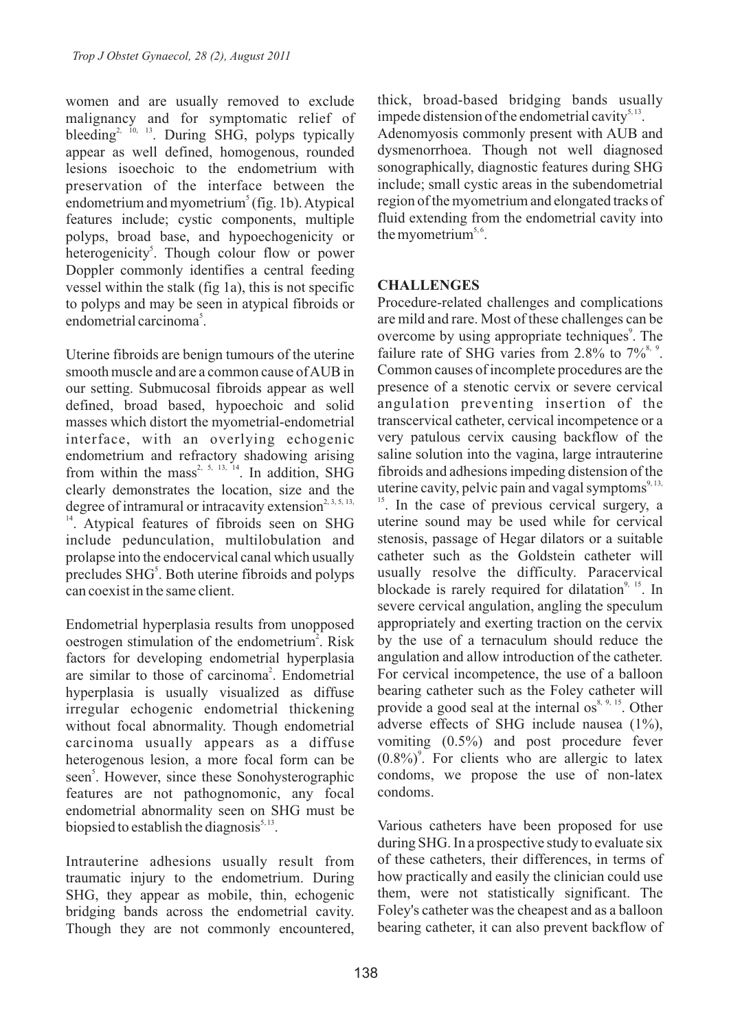women and are usually removed to exclude malignancy and for symptomatic relief of bleeding[2, 10, 13]. During SHG, polyps typically appear as well defined, homogenous, rounded lesions isoechoic to the endometrium with preservation of the interface between the endometrium and myometrium[5] (fig. 1b). Atypical features include; cystic components, multiple polyps, broad base, and hypoechogenicity or heterogenicity[5]. Though colour flow or power Doppler commonly identifies a central feeding vessel within the stalk (fig 1a), this is not specific to polyps and may be seen in atypical fibroids or endometrial carcinoma[5].

Uterine fibroids are benign tumours of the uterine smooth muscle and are a common cause of AUB in our setting. Submucosal fibroids appear as well defined, broad based, hypoechoic and solid masses which distort the myometrial-endometrial interface, with an overlying echogenic endometrium and refractory shadowing arising from within the mass[2, 5, 13, 14]. In addition, SHG clearly demonstrates the location, size and the degree of intramural or intracavity extension[2, 3, 5, 13, 14]. Atypical features of fibroids seen on SHG include pedunculation, multilobulation and prolapse into the endocervical canal which usually precludes SHG[5]. Both uterine fibroids and polyps can coexist in the same client.

Endometrial hyperplasia results from unopposed oestrogen stimulation of the endometrium[2]. Risk factors for developing endometrial hyperplasia are similar to those of carcinoma[2]. Endometrial hyperplasia is usually visualized as diffuse irregular echogenic endometrial thickening without focal abnormality. Though endometrial carcinoma usually appears as a diffuse heterogenous lesion, a more focal form can be seen[5]. However, since these Sonohysterographic features are not pathognomonic, any focal endometrial abnormality seen on SHG must be biopsied to establish the diagnosis[5, 13].

Intrauterine adhesions usually result from traumatic injury to the endometrium. During SHG, they appear as mobile, thin, echogenic bridging bands across the endometrial cavity. Though they are not commonly encountered, thick, broad-based bridging bands usually impede distension of the endometrial cavity[5, 13].

Adenomyosis commonly present with AUB and dysmenorrhoea. Though not well diagnosed sonographically, diagnostic features during SHG include; small cystic areas in the subendometrial region of the myometrium and elongated tracks of fluid extending from the endometrial cavity into the myometrium[5, 6].

## CHALLENGES

Procedure-related challenges and complications are mild and rare. Most of these challenges can be overcome by using appropriate techniques[9]. The failure rate of SHG varies from 2.8% to 7%[8, 9]. Common causes of incomplete procedures are the presence of a stenotic cervix or severe cervical angulation preventing insertion of the transcervical catheter, cervical incompetence or a very patulous cervix causing backflow of the saline solution into the vagina, large intrauterine fibroids and adhesions impeding distension of the uterine cavity, pelvic pain and vagal symptoms[9, 13, 15]. In the case of previous cervical surgery, a uterine sound may be used while for cervical stenosis, passage of Hegar dilators or a suitable catheter such as the Goldstein catheter will usually resolve the difficulty. Paracervical blockade is rarely required for dilatation[9, 15]. In severe cervical angulation, angling the speculum appropriately and exerting traction on the cervix by the use of a ternaculum should reduce the angulation and allow introduction of the catheter. For cervical incompetence, the use of a balloon bearing catheter such as the Foley catheter will provide a good seal at the internal os[8, 9, 15]. Other adverse effects of SHG include nausea (1%), vomiting (0.5%) and post procedure fever (0.8%)[9]. For clients who are allergic to latex condoms, we propose the use of non-latex condoms.

Various catheters have been proposed for use during SHG. In a prospective study to evaluate six of these catheters, their differences, in terms of how practically and easily the clinician could use them, were not statistically significant. The Foley's catheter was the cheapest and as a balloon bearing catheter, it can also prevent backflow of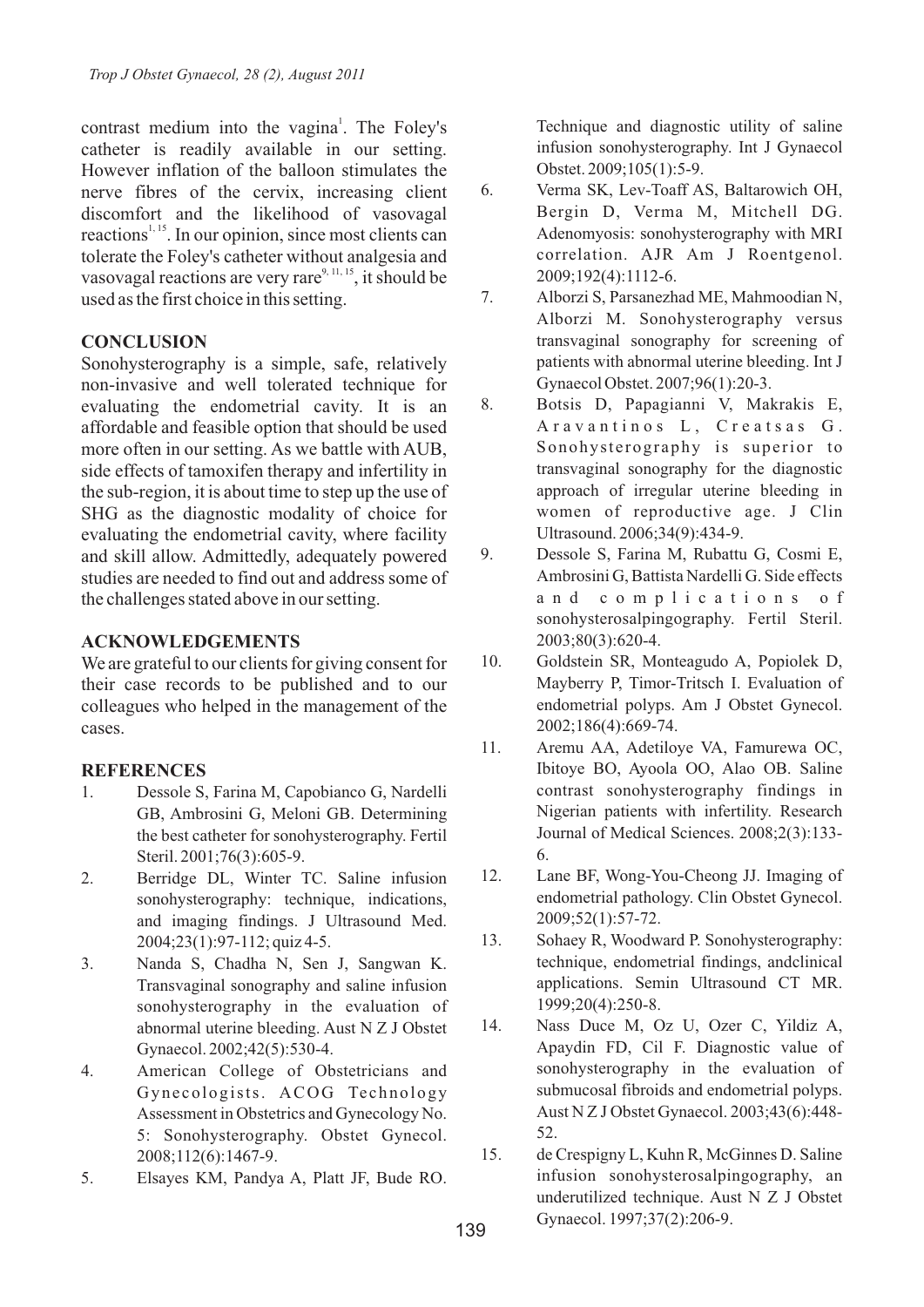contrast medium into the vagina[1]. The Foley's catheter is readily available in our setting. However inflation of the balloon stimulates the nerve fibres of the cervix, increasing client discomfort and the likelihood of vasovagal reactions[1, 15]. In our opinion, since most clients can tolerate the Foley's catheter without analgesia and vasovagal reactions are very rare[9, 11, 15], it should be used as the first choice in this setting.

## CONCLUSION

Sonohysterography is a simple, safe, relatively non-invasive and well tolerated technique for evaluating the endometrial cavity. It is an affordable and feasible option that should be used more often in our setting. As we battle with AUB, side effects of tamoxifen therapy and infertility in the sub-region, it is about time to step up the use of SHG as the diagnostic modality of choice for evaluating the endometrial cavity, where facility and skill allow. Admittedly, adequately powered studies are needed to find out and address some of the challenges stated above in our setting.

## ACKNOWLEDGEMENTS

We are grateful to our clients for giving consent for their case records to be published and to our colleagues who helped in the management of the cases.

## REFERENCES

1. Dessole S, Farina M, Capobianco G, Nardelli GB, Ambrosini G, Meloni GB. Determining the best catheter for sonohysterography. Fertil Steril. 2001;76(3):605-9.
2. Berridge DL, Winter TC. Saline infusion sonohysterography: technique, indications, and imaging findings. J Ultrasound Med. 2004;23(1):97-112; quiz 4-5.
3. Nanda S, Chadha N, Sen J, Sangwan K. Transvaginal sonography and saline infusion sonohysterography in the evaluation of abnormal uterine bleeding. Aust N Z J Obstet Gynaecol. 2002;42(5):530-4.
4. American College of Obstetricians and Gynecologists. ACOG Technology Assessment in Obstetrics and Gynecology No. 5: Sonohysterography. Obstet Gynecol. 2008;112(6):1467-9.
5. Elsayes KM, Pandya A, Platt JF, Bude RO. Technique and diagnostic utility of saline infusion sonohysterography. Int J Gynaecol Obstet. 2009;105(1):5-9.
6. Verma SK, Lev-Toaff AS, Baltarowich OH, Bergin D, Verma M, Mitchell DG. Adenomyosis: sonohysterography with MRI correlation. AJR Am J Roentgenol. 2009;192(4):1112-6.
7. Alborzi S, Parsanezhad ME, Mahmoodian N, Alborzi M. Sonohysterography versus transvaginal sonography for screening of patients with abnormal uterine bleeding. Int J Gynaecol Obstet. 2007;96(1):20-3.
8. Botsis D, Papagianni V, Makrakis E, Aravantinos L, Creatsas G. Sonohysterography is superior to transvaginal sonography for the diagnostic approach of irregular uterine bleeding in women of reproductive age. J Clin Ultrasound. 2006;34(9):434-9.
9. Dessole S, Farina M, Rubattu G, Cosmi E, Ambrosini G, Battista Nardelli G. Side effects and complications of sonohysterosalpingography. Fertil Steril. 2003;80(3):620-4.
10. Goldstein SR, Monteagudo A, Popiolek D, Mayberry P, Timor-Tritsch I. Evaluation of endometrial polyps. Am J Obstet Gynecol. 2002;186(4):669-74.
11. Aremu AA, Adetiloye VA, Famurewa OC, Ibitoye BO, Ayoola OO, Alao OB. Saline contrast sonohysterography findings in Nigerian patients with infertility. Research Journal of Medical Sciences. 2008;2(3):133-6.
12. Lane BF, Wong-You-Cheong JJ. Imaging of endometrial pathology. Clin Obstet Gynecol. 2009;52(1):57-72.
13. Sohaey R, Woodward P. Sonohysterography: technique, endometrial findings, andclinical applications. Semin Ultrasound CT MR. 1999;20(4):250-8.
14. Nass Duce M, Oz U, Ozer C, Yildiz A, Apaydin FD, Cil F. Diagnostic value of sonohysterography in the evaluation of submucosal fibroids and endometrial polyps. Aust N Z J Obstet Gynaecol. 2003;43(6):448-52.
15. de Crespigny L, Kuhn R, McGinnes D. Saline infusion sonohysterosalpingography, an underutilized technique. Aust N Z J Obstet Gynaecol. 1997;37(2):206-9.